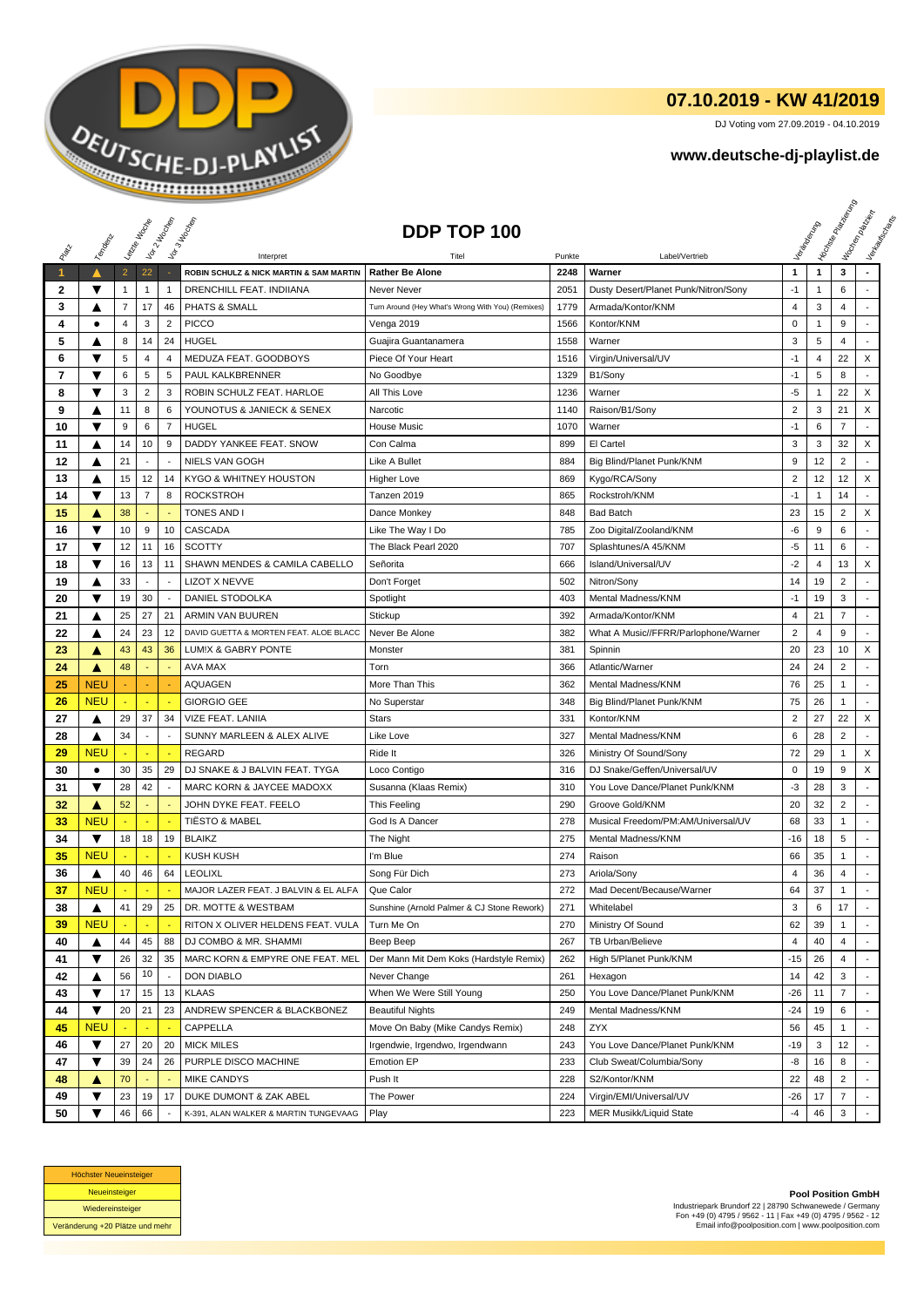## 07.10.2019 - KW 41/2019

DJ Voting vom 27.09.2019 - 04.10.2019

### www.deutsche-dj-playlist.de

# DDP TOP 100

| Platz | Tendenz | Letzte Woche | Vor 2 Wochen | Vor 3 Wochen | Interpret | Titel | Punkte | Label/Vertrieb | Veränderung | Höchste Platzierung | Wochen platziert | Verkaufscharts |
|---|---|---|---|---|---|---|---|---|---|---|---|---|
| 1 | ▲ | 2 | 22 | - | **ROBIN SCHULZ & NICK MARTIN & SAM MARTIN** | **Rather Be Alone** | **2248** | **Warner** | **1** | **1** | **3** | **-** |
| 2 | ▼ | 1 | 1 | 1 | DRENCHILL FEAT. INDIIANA | Never Never | 2051 | Dusty Desert/Planet Punk/Nitron/Sony | -1 | 1 | 6 | - |
| 3 | ▲ | 7 | 17 | 46 | PHATS & SMALL | Turn Around (Hey What's Wrong With You) (Remixes) | 1779 | Armada/Kontor/KNM | 4 | 3 | 4 | - |
| 4 | ● | 4 | 3 | 2 | PICCO | Venga 2019 | 1566 | Kontor/KNM | 0 | 1 | 9 | - |
| 5 | ▲ | 8 | 14 | 24 | HUGEL | Guajira Guantanamera | 1558 | Warner | 3 | 5 | 4 | - |
| 6 | ▼ | 5 | 4 | 4 | MEDUZA FEAT. GOODBOYS | Piece Of Your Heart | 1516 | Virgin/Universal/UV | -1 | 4 | 22 | X |
| 7 | ▼ | 6 | 5 | 5 | PAUL KALKBRENNER | No Goodbye | 1329 | B1/Sony | -1 | 5 | 8 | - |
| 8 | ▼ | 3 | 2 | 3 | ROBIN SCHULZ FEAT. HARLOE | All This Love | 1236 | Warner | -5 | 1 | 22 | X |
| 9 | ▲ | 11 | 8 | 6 | YOUNOTUS & JANIECK & SENEX | Narcotic | 1140 | Raison/B1/Sony | 2 | 3 | 21 | X |
| 10 | ▼ | 9 | 6 | 7 | HUGEL | House Music | 1070 | Warner | -1 | 6 | 7 | - |
| 11 | ▲ | 14 | 10 | 9 | DADDY YANKEE FEAT. SNOW | Con Calma | 899 | El Cartel | 3 | 3 | 32 | X |
| 12 | ▲ | 21 | - | - | NIELS VAN GOGH | Like A Bullet | 884 | Big Blind/Planet Punk/KNM | 9 | 12 | 2 | - |
| 13 | ▲ | 15 | 12 | 14 | KYGO & WHITNEY HOUSTON | Higher Love | 869 | Kygo/RCA/Sony | 2 | 12 | 12 | X |
| 14 | ▼ | 13 | 7 | 8 | ROCKSTROH | Tanzen 2019 | 865 | Rockstroh/KNM | -1 | 1 | 14 | - |
| 15 | ▲ | 38 | - | - | TONES AND I | Dance Monkey | 848 | Bad Batch | 23 | 15 | 2 | X |
| 16 | ▼ | 10 | 9 | 10 | CASCADA | Like The Way I Do | 785 | Zoo Digital/Zooland/KNM | -6 | 9 | 6 | - |
| 17 | ▼ | 12 | 11 | 16 | SCOTTY | The Black Pearl 2020 | 707 | Splashtunes/A 45/KNM | -5 | 11 | 6 | - |
| 18 | ▼ | 16 | 13 | 11 | SHAWN MENDES & CAMILA CABELLO | Señorita | 666 | Island/Universal/UV | -2 | 4 | 13 | X |
| 19 | ▲ | 33 | - | - | LIZOT X NEVVE | Don't Forget | 502 | Nitron/Sony | 14 | 19 | 2 | - |
| 20 | ▼ | 19 | 30 | - | DANIEL STODOLKA | Spotlight | 403 | Mental Madness/KNM | -1 | 19 | 3 | - |
| 21 | ▲ | 25 | 27 | 21 | ARMIN VAN BUUREN | Stickup | 392 | Armada/Kontor/KNM | 4 | 21 | 7 | - |
| 22 | ▲ | 24 | 23 | 12 | DAVID GUETTA & MORTEN FEAT. ALOE BLACC | Never Be Alone | 382 | What A Music//FFRR/Parlophone/Warner | 2 | 4 | 9 | - |
| 23 | ▲ | 43 | 43 | 36 | LUM!X & GABRY PONTE | Monster | 381 | Spinnin | 20 | 23 | 10 | X |
| 24 | ▲ | 48 | - | - | AVA MAX | Torn | 366 | Atlantic/Warner | 24 | 24 | 2 | - |
| 25 | NEU | - | - | - | AQUAGEN | More Than This | 362 | Mental Madness/KNM | 76 | 25 | 1 | - |
| 26 | NEU | - | - | - | GIORGIO GEE | No Superstar | 348 | Big Blind/Planet Punk/KNM | 75 | 26 | 1 | - |
| 27 | ▲ | 29 | 37 | 34 | VIZE FEAT. LANIIA | Stars | 331 | Kontor/KNM | 2 | 27 | 22 | X |
| 28 | ▲ | 34 | - | - | SUNNY MARLEEN & ALEX ALIVE | Like Love | 327 | Mental Madness/KNM | 6 | 28 | 2 | - |
| 29 | NEU | - | - | - | REGARD | Ride It | 326 | Ministry Of Sound/Sony | 72 | 29 | 1 | X |
| 30 | ● | 30 | 35 | 29 | DJ SNAKE & J BALVIN FEAT. TYGA | Loco Contigo | 316 | DJ Snake/Geffen/Universal/UV | 0 | 19 | 9 | X |
| 31 | ▼ | 28 | 42 | - | MARC KORN & JAYCEE MADOXX | Susanna (Klaas Remix) | 310 | You Love Dance/Planet Punk/KNM | -3 | 28 | 3 | - |
| 32 | ▲ | 52 | - | - | JOHN DYKE FEAT. FEELO | This Feeling | 290 | Groove Gold/KNM | 20 | 32 | 2 | - |
| 33 | NEU | - | - | - | TIËSTO & MABEL | God Is A Dancer | 278 | Musical Freedom/PM:AM/Universal/UV | 68 | 33 | 1 | - |
| 34 | ▼ | 18 | 18 | 19 | BLAIKZ | The Night | 275 | Mental Madness/KNM | -16 | 18 | 5 | - |
| 35 | NEU | - | - | - | KUSH KUSH | I'm Blue | 274 | Raison | 66 | 35 | 1 | - |
| 36 | ▲ | 40 | 46 | 64 | LEOLIXL | Song Für Dich | 273 | Ariola/Sony | 4 | 36 | 4 | - |
| 37 | NEU | - | - | - | MAJOR LAZER FEAT. J BALVIN & EL ALFA | Que Calor | 272 | Mad Decent/Because/Warner | 64 | 37 | 1 | - |
| 38 | ▲ | 41 | 29 | 25 | DR. MOTTE & WESTBAM | Sunshine (Arnold Palmer & CJ Stone Rework) | 271 | Whitelabel | 3 | 6 | 17 | - |
| 39 | NEU | - | - | - | RITON X OLIVER HELDENS FEAT. VULA | Turn Me On | 270 | Ministry Of Sound | 62 | 39 | 1 | - |
| 40 | ▲ | 44 | 45 | 88 | DJ COMBO & MR. SHAMMI | Beep Beep | 267 | TB Urban/Believe | 4 | 40 | 4 | - |
| 41 | ▼ | 26 | 32 | 35 | MARC KORN & EMPYRE ONE FEAT. MEL | Der Mann Mit Dem Koks (Hardstyle Remix) | 262 | High 5/Planet Punk/KNM | -15 | 26 | 4 | - |
| 42 | ▲ | 56 | 10 | - | DON DIABLO | Never Change | 261 | Hexagon | 14 | 42 | 3 | - |
| 43 | ▼ | 17 | 15 | 13 | KLAAS | When We Were Still Young | 250 | You Love Dance/Planet Punk/KNM | -26 | 11 | 7 | - |
| 44 | ▼ | 20 | 21 | 23 | ANDREW SPENCER & BLACKBONEZ | Beautiful Nights | 249 | Mental Madness/KNM | -24 | 19 | 6 | - |
| 45 | NEU | - | - | - | CAPPELLA | Move On Baby (Mike Candys Remix) | 248 | ZYX | 56 | 45 | 1 | - |
| 46 | ▼ | 27 | 20 | 20 | MICK MILES | Irgendwie, Irgendwo, Irgendwann | 243 | You Love Dance/Planet Punk/KNM | -19 | 3 | 12 | - |
| 47 | ▼ | 39 | 24 | 26 | PURPLE DISCO MACHINE | Emotion EP | 233 | Club Sweat/Columbia/Sony | -8 | 16 | 8 | - |
| 48 | ▲ | 70 | - | - | MIKE CANDYS | Push It | 228 | S2/Kontor/KNM | 22 | 48 | 2 | - |
| 49 | ▼ | 23 | 19 | 17 | DUKE DUMONT & ZAK ABEL | The Power | 224 | Virgin/EMI/Universal/UV | -26 | 17 | 7 | - |
| 50 | ▼ | 46 | 66 | - | K-391, ALAN WALKER & MARTIN TUNGEVAAG | Play | 223 | MER Musikk/Liquid State | -4 | 46 | 3 | - |

| Legende |
|---|
| Höchster Neueinsteiger |
| Neueinsteiger |
| Wiedereinsteiger |
| Veränderung +20 Plätze und mehr |

**Pool Position GmbH**
Industriepark Brundorf 22 | 28790 Schwanewede / Germany
Fon +49 (0) 4795 / 9562 - 11 | Fax +49 (0) 4795 / 9562 - 12
Email info@poolposition.com | www.poolposition.com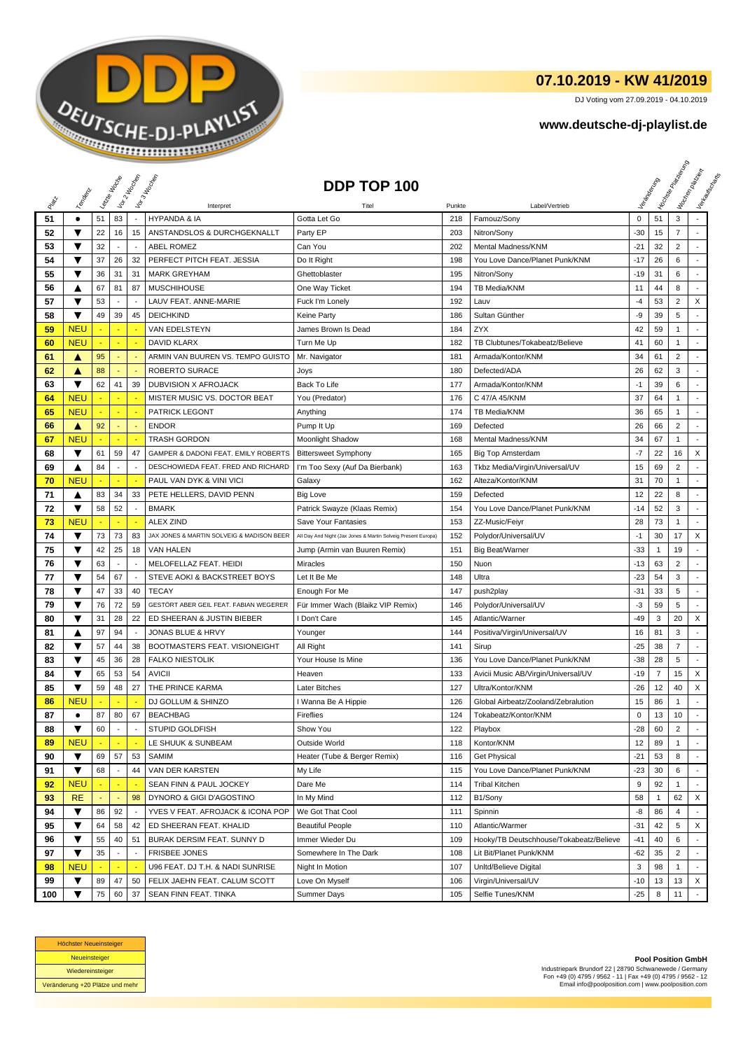## 07.10.2019 - KW 41/2019

DJ Voting vom 27.09.2019 - 04.10.2019

**www.deutsche-dj-playlist.de**

# DDP TOP 100

| Platz | Tendenz | Letzte Woche | Vor 2 Wochen | Vor 3 Wochen | Interpret | Titel | Punkte | Label/Vertrieb | Veränderung | Höchste Platzierung | Wochen platziert | Verkaufscharts |
|---|---|---|---|---|---|---|---|---|---|---|---|---|
| 51 | ● | 51 | 83 | - | HYPANDA & IA | Gotta Let Go | 218 | Famouz/Sony | 0 | 51 | 3 | - |
| 52 | ▼ | 22 | 16 | 15 | ANSTANDSLOS & DURCHGEKNALLT | Party EP | 203 | Nitron/Sony | -30 | 15 | 7 | - |
| 53 | ▼ | 32 | - | - | ABEL ROMEZ | Can You | 202 | Mental Madness/KNM | -21 | 32 | 2 | - |
| 54 | ▼ | 37 | 26 | 32 | PERFECT PITCH FEAT. JESSIA | Do It Right | 198 | You Love Dance/Planet Punk/KNM | -17 | 26 | 6 | - |
| 55 | ▼ | 36 | 31 | 31 | MARK GREYHAM | Ghettoblaster | 195 | Nitron/Sony | -19 | 31 | 6 | - |
| 56 | ▲ | 67 | 81 | 87 | MUSCHIHOUSE | One Way Ticket | 194 | TB Media/KNM | 11 | 44 | 8 | - |
| 57 | ▼ | 53 | - | - | LAUV FEAT. ANNE-MARIE | Fuck I'm Lonely | 192 | Lauv | -4 | 53 | 2 | X |
| 58 | ▼ | 49 | 39 | 45 | DEICHKIND | Keine Party | 186 | Sultan Günther | -9 | 39 | 5 | - |
| 59 | NEU | - | - | - | VAN EDELSTEYN | James Brown Is Dead | 184 | ZYX | 42 | 59 | 1 | - |
| 60 | NEU | - | - | - | DAVID KLARX | Turn Me Up | 182 | TB Clubtunes/Tokabeatz/Believe | 41 | 60 | 1 | - |
| 61 | ▲ | 95 | - | - | ARMIN VAN BUUREN VS. TEMPO GUISTO | Mr. Navigator | 181 | Armada/Kontor/KNM | 34 | 61 | 2 | - |
| 62 | ▲ | 88 | - | - | ROBERTO SURACE | Joys | 180 | Defected/ADA | 26 | 62 | 3 | - |
| 63 | ▼ | 62 | 41 | 39 | DUBVISION X AFROJACK | Back To Life | 177 | Armada/Kontor/KNM | -1 | 39 | 6 | - |
| 64 | NEU | - | - | - | MISTER MUSIC VS. DOCTOR BEAT | You (Predator) | 176 | C 47/A 45/KNM | 37 | 64 | 1 | - |
| 65 | NEU | - | - | - | PATRICK LEGONT | Anything | 174 | TB Media/KNM | 36 | 65 | 1 | - |
| 66 | ▲ | 92 | - | - | ENDOR | Pump It Up | 169 | Defected | 26 | 66 | 2 | - |
| 67 | NEU | - | - | - | TRASH GORDON | Moonlight Shadow | 168 | Mental Madness/KNM | 34 | 67 | 1 | - |
| 68 | ▼ | 61 | 59 | 47 | GAMPER & DADONI FEAT. EMILY ROBERTS | Bittersweet Symphony | 165 | Big Top Amsterdam | -7 | 22 | 16 | X |
| 69 | ▲ | 84 | - | - | DESCHOWIEDA FEAT. FRED AND RICHARD | I'm Too Sexy (Auf Da Bierbank) | 163 | Tkbz Media/Virgin/Universal/UV | 15 | 69 | 2 | - |
| 70 | NEU | - | - | - | PAUL VAN DYK & VINI VICI | Galaxy | 162 | Alteza/Kontor/KNM | 31 | 70 | 1 | - |
| 71 | ▲ | 83 | 34 | 33 | PETE HELLERS, DAVID PENN | Big Love | 159 | Defected | 12 | 22 | 8 | - |
| 72 | ▼ | 58 | 52 | - | BMARK | Patrick Swayze (Klaas Remix) | 154 | You Love Dance/Planet Punk/KNM | -14 | 52 | 3 | - |
| 73 | NEU | - | - | - | ALEX ZIND | Save Your Fantasies | 153 | ZZ-Music/Feiyr | 28 | 73 | 1 | - |
| 74 | ▼ | 73 | 73 | 83 | JAX JONES & MARTIN SOLVEIG & MADISON BEER | All Day And Night (Jax Jones & Martin Solveig Present Europa) | 152 | Polydor/Universal/UV | -1 | 30 | 17 | X |
| 75 | ▼ | 42 | 25 | 18 | VAN HALEN | Jump (Armin van Buuren Remix) | 151 | Big Beat/Warner | -33 | 1 | 19 | - |
| 76 | ▼ | 63 | - | - | MELOFELLAZ FEAT. HEIDI | Miracles | 150 | Nuon | -13 | 63 | 2 | - |
| 77 | ▼ | 54 | 67 | - | STEVE AOKI & BACKSTREET BOYS | Let It Be Me | 148 | Ultra | -23 | 54 | 3 | - |
| 78 | ▼ | 47 | 33 | 40 | TECAY | Enough For Me | 147 | push2play | -31 | 33 | 5 | - |
| 79 | ▼ | 76 | 72 | 59 | GESTÖRT ABER GEIL FEAT. FABIAN WEGERER | Für Immer Wach (Blaikz VIP Remix) | 146 | Polydor/Universal/UV | -3 | 59 | 5 | - |
| 80 | ▼ | 31 | 28 | 22 | ED SHEERAN & JUSTIN BIEBER | I Don't Care | 145 | Atlantic/Warner | -49 | 3 | 20 | X |
| 81 | ▲ | 97 | 94 | - | JONAS BLUE & HRVY | Younger | 144 | Positiva/Virgin/Universal/UV | 16 | 81 | 3 | - |
| 82 | ▼ | 57 | 44 | 38 | BOOTMASTERS FEAT. VISIONEIGHT | All Right | 141 | Sirup | -25 | 38 | 7 | - |
| 83 | ▼ | 45 | 36 | 28 | FALKO NIESTOLIK | Your House Is Mine | 136 | You Love Dance/Planet Punk/KNM | -38 | 28 | 5 | - |
| 84 | ▼ | 65 | 53 | 54 | AVICII | Heaven | 133 | Avicii Music AB/Virgin/Universal/UV | -19 | 7 | 15 | X |
| 85 | ▼ | 59 | 48 | 27 | THE PRINCE KARMA | Later Bitches | 127 | Ultra/Kontor/KNM | -26 | 12 | 40 | X |
| 86 | NEU | - | - | - | DJ GOLLUM & SHINZO | I Wanna Be A Hippie | 126 | Global Airbeatz/Zooland/Zebralution | 15 | 86 | 1 | - |
| 87 | ● | 87 | 80 | 67 | BEACHBAG | Fireflies | 124 | Tokabeatz/Kontor/KNM | 0 | 13 | 10 | - |
| 88 | ▼ | 60 | - | - | STUPID GOLDFISH | Show You | 122 | Playbox | -28 | 60 | 2 | - |
| 89 | NEU | - | - | - | LE SHUUK & SUNBEAM | Outside World | 118 | Kontor/KNM | 12 | 89 | 1 | - |
| 90 | ▼ | 69 | 57 | 53 | SAMIM | Heater (Tube & Berger Remix) | 116 | Get Physical | -21 | 53 | 8 | - |
| 91 | ▼ | 68 | - | 44 | VAN DER KARSTEN | My Life | 115 | You Love Dance/Planet Punk/KNM | -23 | 30 | 6 | - |
| 92 | NEU | - | - | - | SEAN FINN & PAUL JOCKEY | Dare Me | 114 | Tribal Kitchen | 9 | 92 | 1 | - |
| 93 | RE | - | - | 98 | DYNORO & GIGI D'AGOSTINO | In My Mind | 112 | B1/Sony | 58 | 1 | 62 | X |
| 94 | ▼ | 86 | 92 | - | YVES V FEAT. AFROJACK & ICONA POP | We Got That Cool | 111 | Spinnin | -8 | 86 | 4 | - |
| 95 | ▼ | 64 | 58 | 42 | ED SHEERAN FEAT. KHALID | Beautiful People | 110 | Atlantic/Warner | -31 | 42 | 5 | X |
| 96 | ▼ | 55 | 40 | 51 | BURAK DERSIM FEAT. SUNNY D | Immer Wieder Du | 109 | Hooky/TB Deutschhouse/Tokabeatz/Believe | -41 | 40 | 6 | - |
| 97 | ▼ | 35 | - | - | FRISBEE JONES | Somewhere In The Dark | 108 | Lit Bit/Planet Punk/KNM | -62 | 35 | 2 | - |
| 98 | NEU | - | - | - | U96 FEAT. DJ T.H. & NADI SUNRISE | Night In Motion | 107 | Unltd/Believe Digital | 3 | 98 | 1 | - |
| 99 | ▼ | 89 | 47 | 50 | FELIX JAEHN FEAT. CALUM SCOTT | Love On Myself | 106 | Virgin/Universal/UV | -10 | 13 | 13 | X |
| 100 | ▼ | 75 | 60 | 37 | SEAN FINN FEAT. TINKA | Summer Days | 105 | Selfie Tunes/KNM | -25 | 8 | 11 | - |

Höchster Neueinsteiger
Neueinsteiger
Wiedereinsteiger
Veränderung +20 Plätze und mehr

**Pool Position GmbH**
Industriepark Brundorf 22 | 28790 Schwanewede / Germany
Fon +49 (0) 4795 / 9562 - 11 | Fax +49 (0) 4795 / 9562 - 12
Email info@poolposition.com | www.poolposition.com